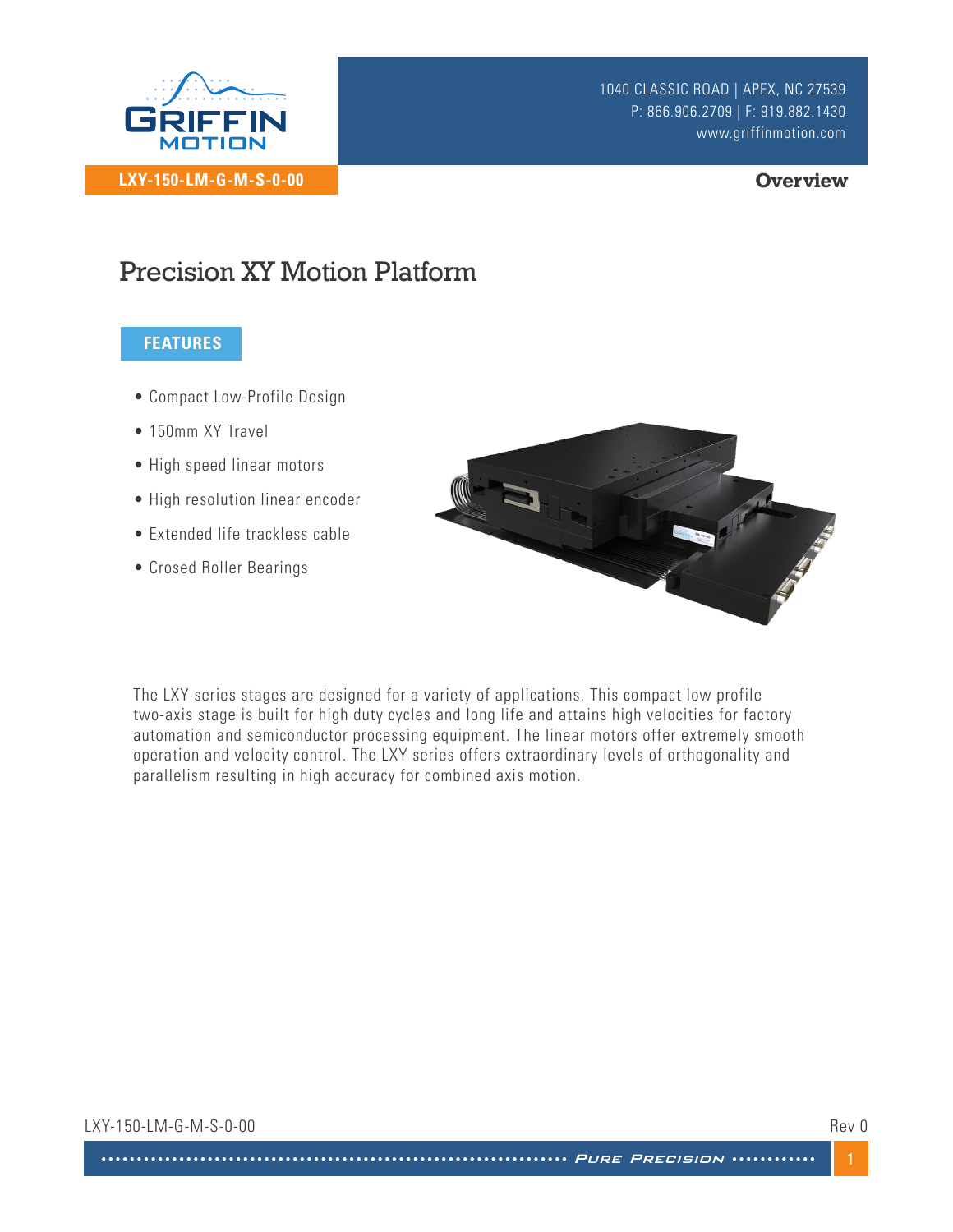LXY-150-LM-G-M-S-0-00

1040 CLASSIC ROAD | APEX, NC 27539
P: 866.906.2709 | F: 919.882.1430
www.griffinmotion.com

**Overview**

# Precision XY Motion Platform

## FEATURES

- Compact Low-Profile Design
- 150mm XY Travel
- High speed linear motors
- High resolution linear encoder
- Extended life trackless cable
- Crosed Roller Bearings

The LXY series stages are designed for a variety of applications. This compact low profile two-axis stage is built for high duty cycles and long life and attains high velocities for factory automation and semiconductor processing equipment. The linear motors offer extremely smooth operation and velocity control. The LXY series offers extraordinary levels of orthogonality and parallelism resulting in high accuracy for combined axis motion.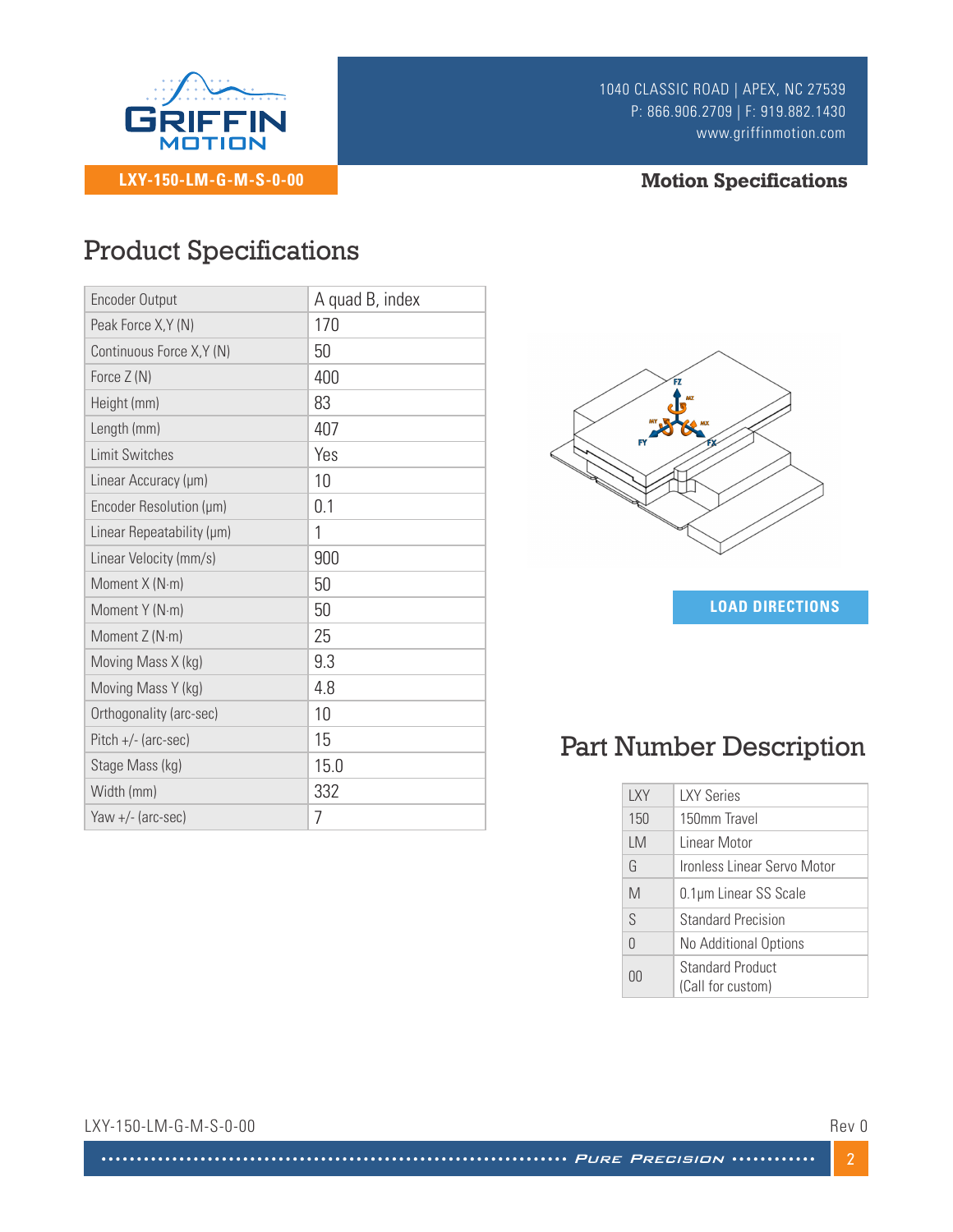LXY-150-LM-G-M-S-0-00

**Motion Specifications**

# Product Specifications

| | |
|---|---|
| Encoder Output | A quad B, index |
| Peak Force X,Y (N) | 170 |
| Continuous Force X,Y (N) | 50 |
| Force Z (N) | 400 |
| Height (mm) | 83 |
| Length (mm) | 407 |
| Limit Switches | Yes |
| Linear Accuracy (μm) | 10 |
| Encoder Resolution (μm) | 0.1 |
| Linear Repeatability (μm) | 1 |
| Linear Velocity (mm/s) | 900 |
| Moment X (N·m) | 50 |
| Moment Y (N·m) | 50 |
| Moment Z (N·m) | 25 |
| Moving Mass X (kg) | 9.3 |
| Moving Mass Y (kg) | 4.8 |
| Orthogonality (arc-sec) | 10 |
| Pitch +/- (arc-sec) | 15 |
| Stage Mass (kg) | 15.0 |
| Width (mm) | 332 |
| Yaw +/- (arc-sec) | 7 |

**LOAD DIRECTIONS**

# Part Number Description

| | |
|---|---|
| LXY | LXY Series |
| 150 | 150mm Travel |
| LM | Linear Motor |
| G | Ironless Linear Servo Motor |
| M | 0.1μm Linear SS Scale |
| S | Standard Precision |
| 0 | No Additional Options |
| 00 | Standard Product (Call for custom) |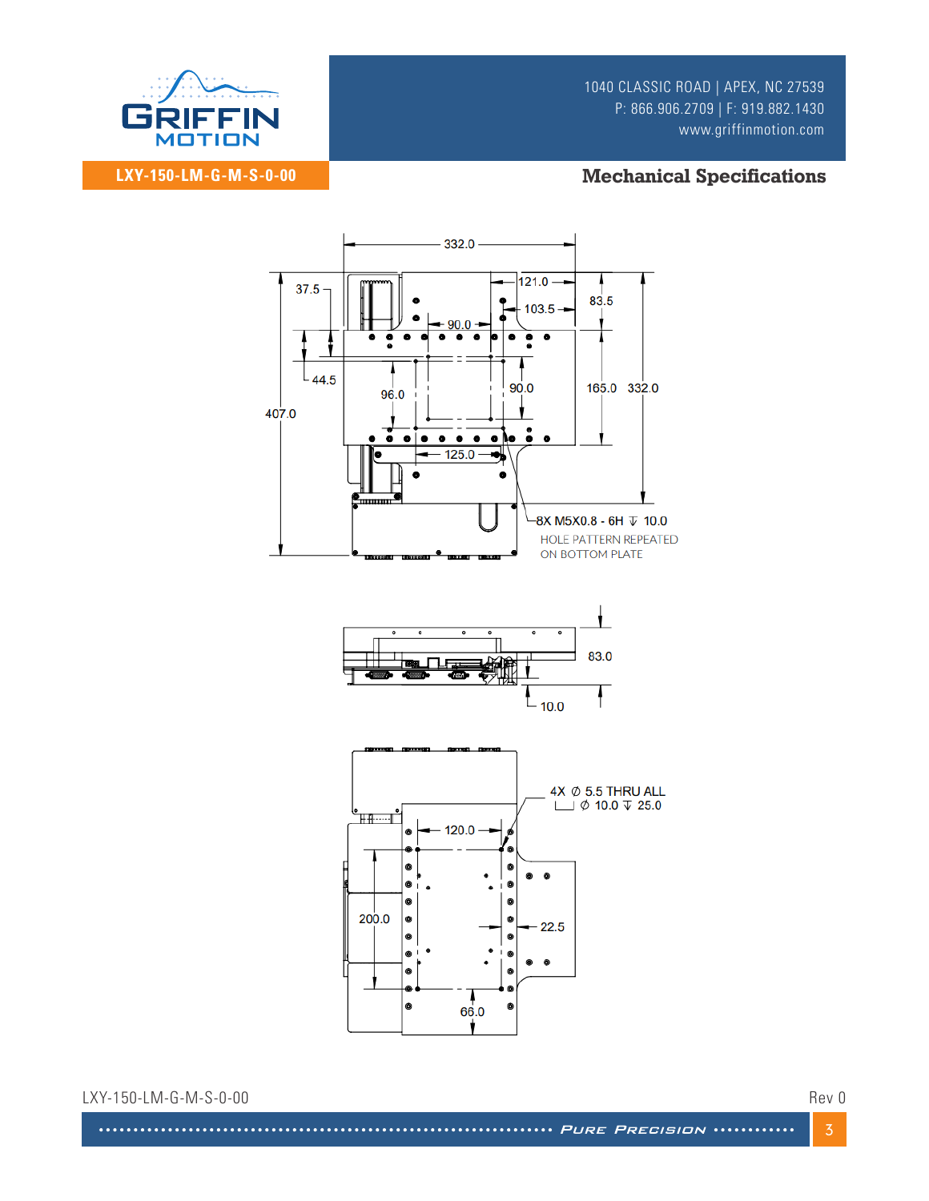# LXY-150-LM-G-M-S-0-00

## Mechanical Specifications

332.0

121.0

37.5

103.5

83.5

90.0

44.5

96.0

90.0

165.0

332.0

407.0

125.0

8X M5X0.8 - 6H ↧ 10.0

HOLE PATTERN REPEATED ON BOTTOM PLATE

83.0

10.0

4X ∅ 5.5 THRU ALL
⌴ ∅ 10.0 ↧ 25.0

120.0

200.0

22.5

66.0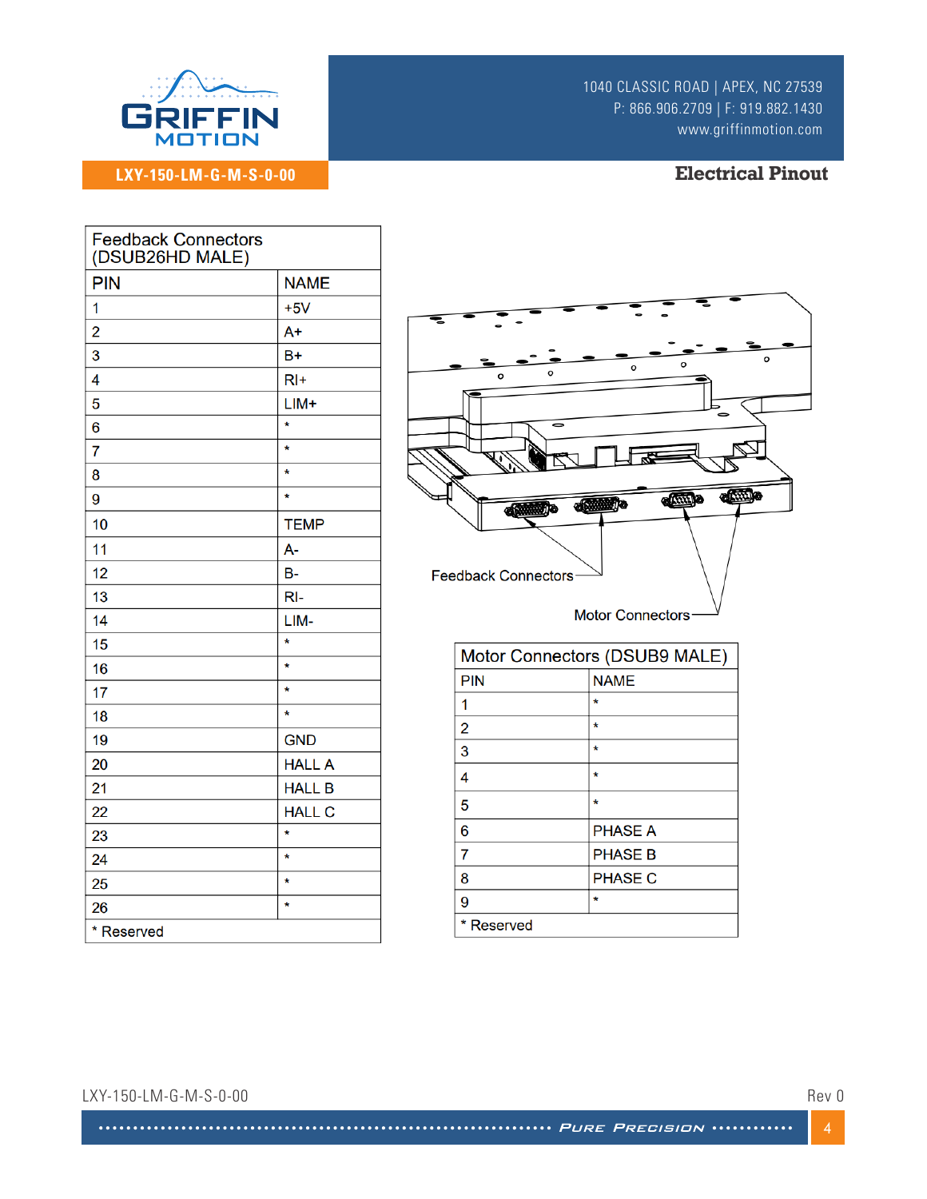LXY-150-LM-G-M-S-0-00

## Electrical Pinout

| Feedback Connectors (DSUB26HD MALE) | |
|---|---|
| PIN | NAME |
| 1 | +5V |
| 2 | A+ |
| 3 | B+ |
| 4 | RI+ |
| 5 | LIM+ |
| 6 | * |
| 7 | * |
| 8 | * |
| 9 | * |
| 10 | TEMP |
| 11 | A- |
| 12 | B- |
| 13 | RI- |
| 14 | LIM- |
| 15 | * |
| 16 | * |
| 17 | * |
| 18 | * |
| 19 | GND |
| 20 | HALL A |
| 21 | HALL B |
| 22 | HALL C |
| 23 | * |
| 24 | * |
| 25 | * |
| 26 | * |
| * Reserved | |

Feedback Connectors

Motor Connectors

| Motor Connectors (DSUB9 MALE) | |
|---|---|
| PIN | NAME |
| 1 | * |
| 2 | * |
| 3 | * |
| 4 | * |
| 5 | * |
| 6 | PHASE A |
| 7 | PHASE B |
| 8 | PHASE C |
| 9 | * |
| * Reserved | |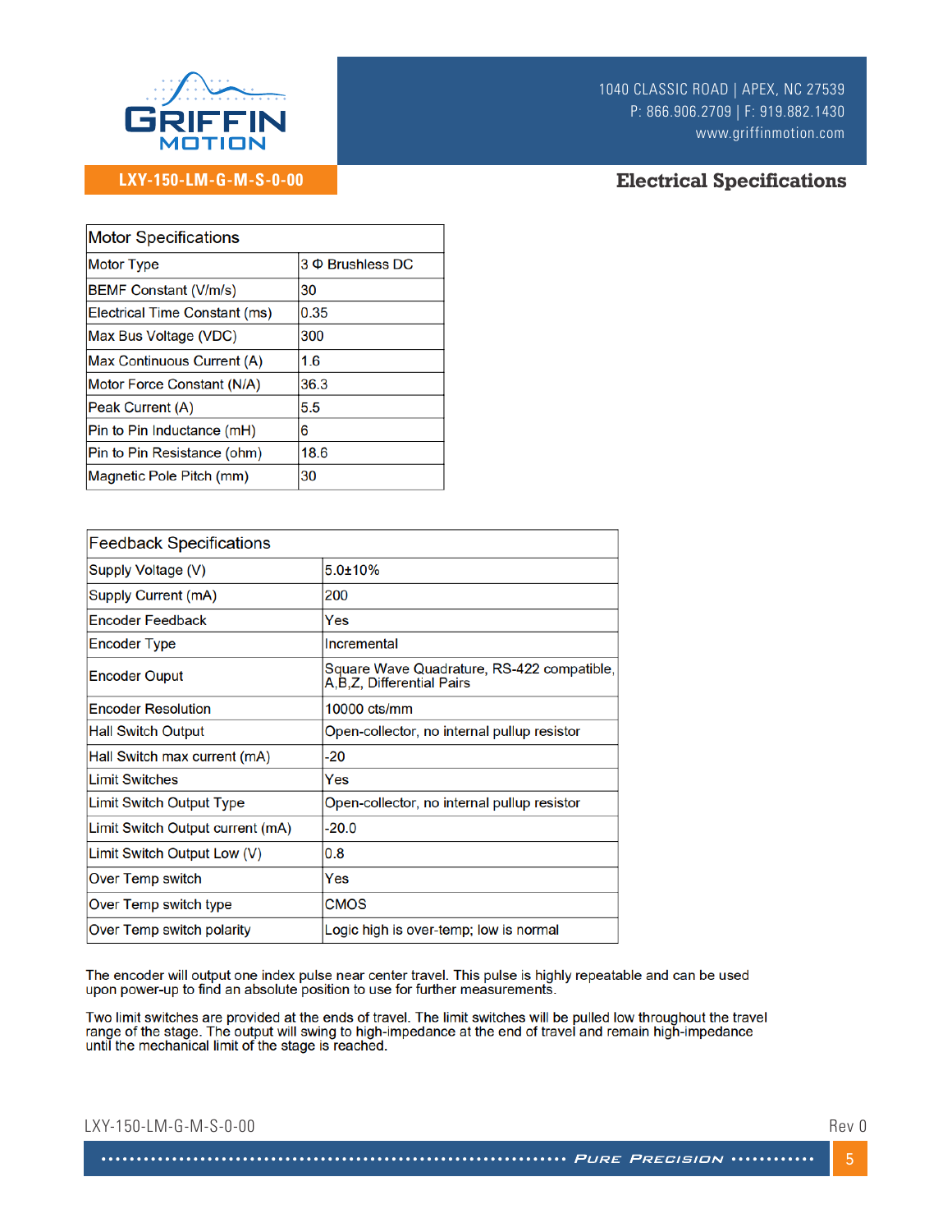## Electrical Specifications

| Motor Specifications | |
|---|---|
| Motor Type | 3 Φ Brushless DC |
| BEMF Constant (V/m/s) | 30 |
| Electrical Time Constant (ms) | 0.35 |
| Max Bus Voltage (VDC) | 300 |
| Max Continuous Current (A) | 1.6 |
| Motor Force Constant (N/A) | 36.3 |
| Peak Current (A) | 5.5 |
| Pin to Pin Inductance (mH) | 6 |
| Pin to Pin Resistance (ohm) | 18.6 |
| Magnetic Pole Pitch (mm) | 30 |

| Feedback Specifications | |
|---|---|
| Supply Voltage (V) | 5.0±10% |
| Supply Current (mA) | 200 |
| Encoder Feedback | Yes |
| Encoder Type | Incremental |
| Encoder Ouput | Square Wave Quadrature, RS-422 compatible, A,B,Z, Differential Pairs |
| Encoder Resolution | 10000 cts/mm |
| Hall Switch Output | Open-collector, no internal pullup resistor |
| Hall Switch max current (mA) | -20 |
| Limit Switches | Yes |
| Limit Switch Output Type | Open-collector, no internal pullup resistor |
| Limit Switch Output current (mA) | -20.0 |
| Limit Switch Output Low (V) | 0.8 |
| Over Temp switch | Yes |
| Over Temp switch type | CMOS |
| Over Temp switch polarity | Logic high is over-temp; low is normal |

The encoder will output one index pulse near center travel. This pulse is highly repeatable and can be used upon power-up to find an absolute position to use for further measurements.

Two limit switches are provided at the ends of travel. The limit switches will be pulled low throughout the travel range of the stage. The output will swing to high-impedance at the end of travel and remain high-impedance until the mechanical limit of the stage is reached.